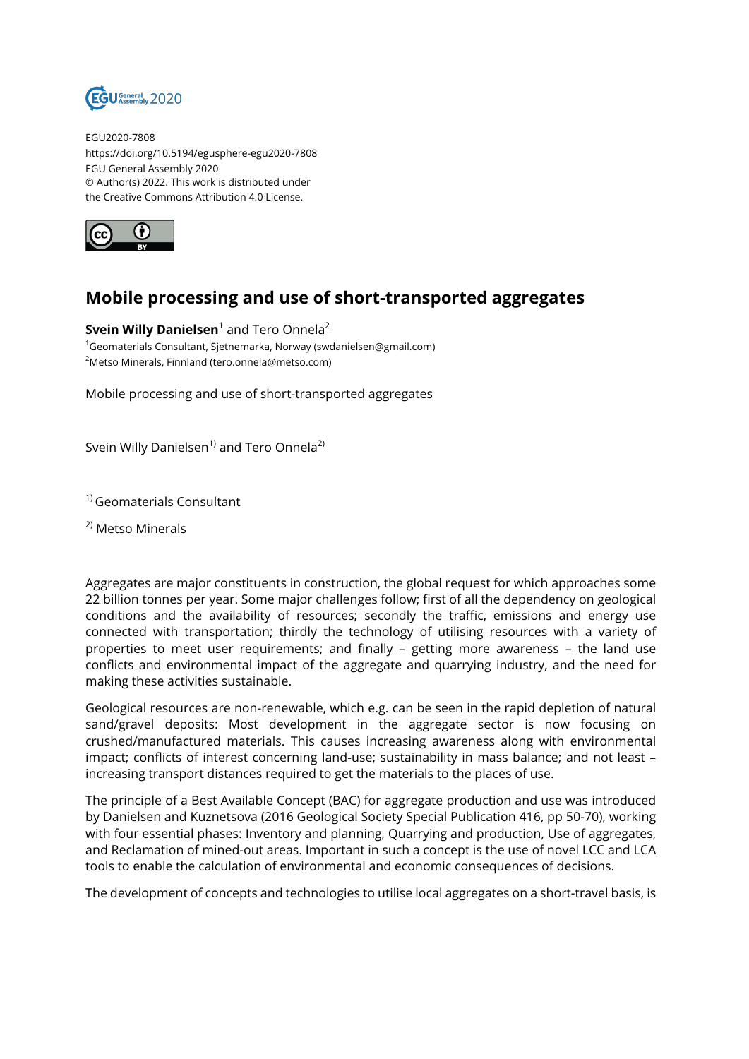EGU2020-7808
https://doi.org/10.5194/egusphere-egu2020-7808
EGU General Assembly 2020
© Author(s) 2022. This work is distributed under
the Creative Commons Attribution 4.0 License.

# Mobile processing and use of short-transported aggregates

**Svein Willy Danielsen**[1] and Tero Onnela[2]

[1]Geomaterials Consultant, Sjetnemarka, Norway (swdanielsen@gmail.com)
[2]Metso Minerals, Finnland (tero.onnela@metso.com)

Mobile processing and use of short-transported aggregates

Svein Willy Danielsen[1)] and Tero Onnela[2)]

[1)] Geomaterials Consultant

[2)] Metso Minerals

Aggregates are major constituents in construction, the global request for which approaches some 22 billion tonnes per year. Some major challenges follow; first of all the dependency on geological conditions and the availability of resources; secondly the traffic, emissions and energy use connected with transportation; thirdly the technology of utilising resources with a variety of properties to meet user requirements; and finally – getting more awareness – the land use conflicts and environmental impact of the aggregate and quarrying industry, and the need for making these activities sustainable.

Geological resources are non-renewable, which e.g. can be seen in the rapid depletion of natural sand/gravel deposits: Most development in the aggregate sector is now focusing on crushed/manufactured materials. This causes increasing awareness along with environmental impact; conflicts of interest concerning land-use; sustainability in mass balance; and not least – increasing transport distances required to get the materials to the places of use.

The principle of a Best Available Concept (BAC) for aggregate production and use was introduced by Danielsen and Kuznetsova (2016 Geological Society Special Publication 416, pp 50-70), working with four essential phases: Inventory and planning, Quarrying and production, Use of aggregates, and Reclamation of mined-out areas. Important in such a concept is the use of novel LCC and LCA tools to enable the calculation of environmental and economic consequences of decisions.

The development of concepts and technologies to utilise local aggregates on a short-travel basis, is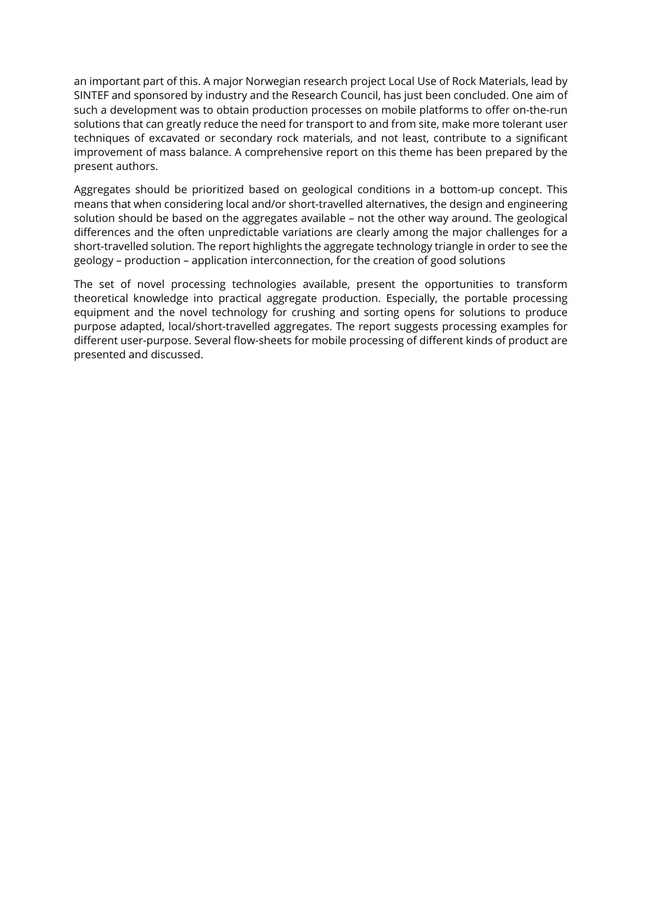an important part of this. A major Norwegian research project Local Use of Rock Materials, lead by SINTEF and sponsored by industry and the Research Council, has just been concluded. One aim of such a development was to obtain production processes on mobile platforms to offer on-the-run solutions that can greatly reduce the need for transport to and from site, make more tolerant user techniques of excavated or secondary rock materials, and not least, contribute to a significant improvement of mass balance. A comprehensive report on this theme has been prepared by the present authors.

Aggregates should be prioritized based on geological conditions in a bottom-up concept. This means that when considering local and/or short-travelled alternatives, the design and engineering solution should be based on the aggregates available – not the other way around. The geological differences and the often unpredictable variations are clearly among the major challenges for a short-travelled solution. The report highlights the aggregate technology triangle in order to see the geology – production – application interconnection, for the creation of good solutions

The set of novel processing technologies available, present the opportunities to transform theoretical knowledge into practical aggregate production. Especially, the portable processing equipment and the novel technology for crushing and sorting opens for solutions to produce purpose adapted, local/short-travelled aggregates. The report suggests processing examples for different user-purpose. Several flow-sheets for mobile processing of different kinds of product are presented and discussed.